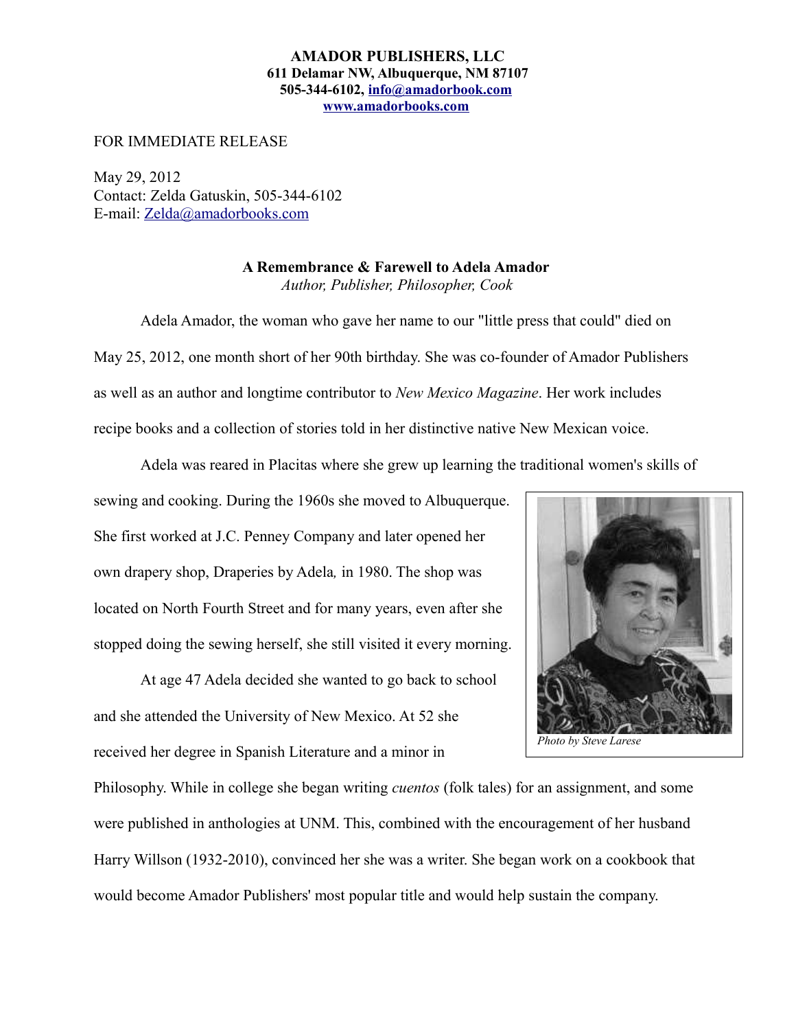**AMADOR PUBLISHERS, LLC**
**611 Delamar NW, Albuquerque, NM 87107**
**505-344-6102, info@amadorbook.com**
**www.amadorbooks.com**

FOR IMMEDIATE RELEASE

May 29, 2012
Contact: Zelda Gatuskin, 505-344-6102
E-mail: Zelda@amadorbooks.com

**A Remembrance & Farewell to Adela Amador**
*Author, Publisher, Philosopher, Cook*

Adela Amador, the woman who gave her name to our "little press that could" died on May 25, 2012, one month short of her 90th birthday. She was co-founder of Amador Publishers as well as an author and longtime contributor to *New Mexico Magazine*. Her work includes recipe books and a collection of stories told in her distinctive native New Mexican voice.

Adela was reared in Placitas where she grew up learning the traditional women's skills of sewing and cooking. During the 1960s she moved to Albuquerque. She first worked at J.C. Penney Company and later opened her own drapery shop, Draperies by Adela*,* in 1980. The shop was located on North Fourth Street and for many years, even after she stopped doing the sewing herself, she still visited it every morning.

*Photo by Steve Larese*

At age 47 Adela decided she wanted to go back to school and she attended the University of New Mexico. At 52 she received her degree in Spanish Literature and a minor in Philosophy. While in college she began writing *cuentos* (folk tales) for an assignment, and some were published in anthologies at UNM. This, combined with the encouragement of her husband Harry Willson (1932-2010), convinced her she was a writer. She began work on a cookbook that would become Amador Publishers' most popular title and would help sustain the company.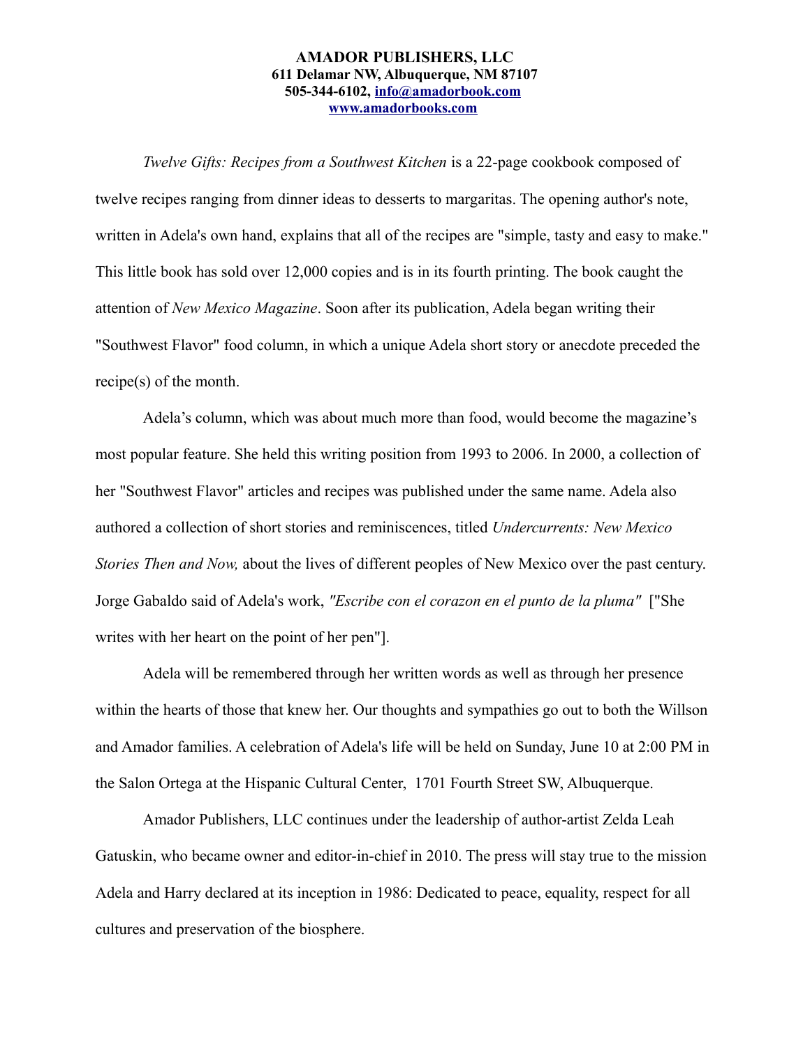**AMADOR PUBLISHERS, LLC**
**611 Delamar NW, Albuquerque, NM 87107**
**505-344-6102, info@amadorbook.com**
**www.amadorbooks.com**

*Twelve Gifts: Recipes from a Southwest Kitchen* is a 22-page cookbook composed of twelve recipes ranging from dinner ideas to desserts to margaritas. The opening author's note, written in Adela's own hand, explains that all of the recipes are "simple, tasty and easy to make." This little book has sold over 12,000 copies and is in its fourth printing. The book caught the attention of *New Mexico Magazine*. Soon after its publication, Adela began writing their "Southwest Flavor" food column, in which a unique Adela short story or anecdote preceded the recipe(s) of the month.

Adela's column, which was about much more than food, would become the magazine's most popular feature. She held this writing position from 1993 to 2006. In 2000, a collection of her "Southwest Flavor" articles and recipes was published under the same name. Adela also authored a collection of short stories and reminiscences, titled *Undercurrents: New Mexico Stories Then and Now,* about the lives of different peoples of New Mexico over the past century. Jorge Gabaldo said of Adela's work, *"Escribe con el corazon en el punto de la pluma"* ["She writes with her heart on the point of her pen"].

Adela will be remembered through her written words as well as through her presence within the hearts of those that knew her. Our thoughts and sympathies go out to both the Willson and Amador families. A celebration of Adela's life will be held on Sunday, June 10 at 2:00 PM in the Salon Ortega at the Hispanic Cultural Center, 1701 Fourth Street SW, Albuquerque.

Amador Publishers, LLC continues under the leadership of author-artist Zelda Leah Gatuskin, who became owner and editor-in-chief in 2010. The press will stay true to the mission Adela and Harry declared at its inception in 1986: Dedicated to peace, equality, respect for all cultures and preservation of the biosphere.